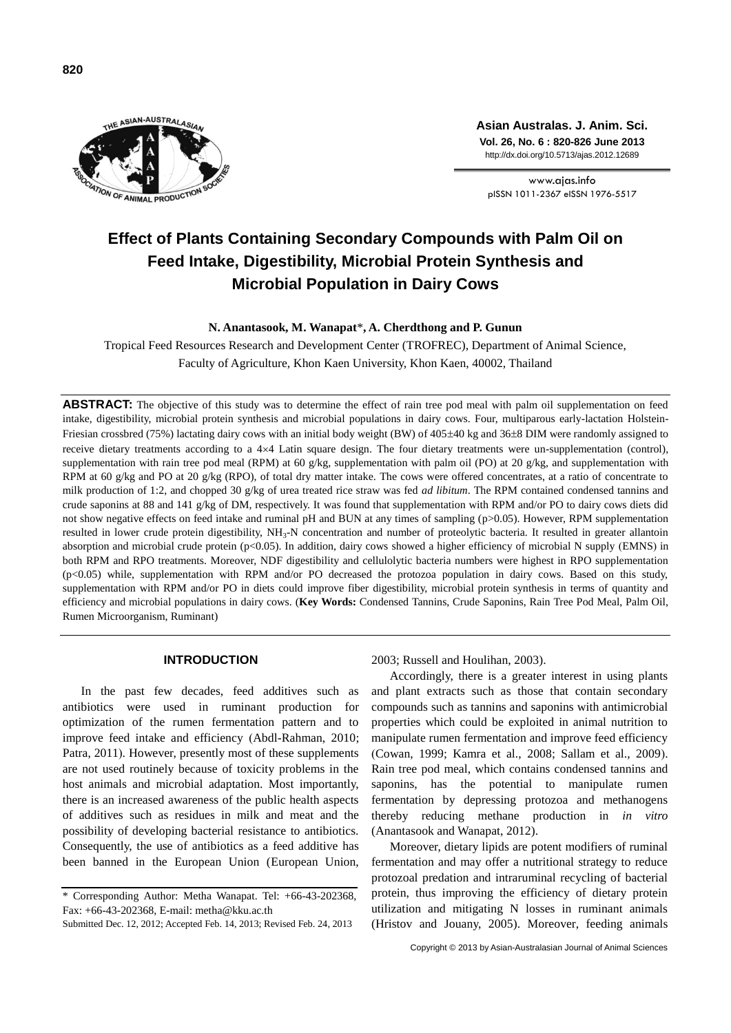# Effect of Plants Containing Secondary Compounds with Palm Oil on Feed Intake, Digestibility, Microbial Protein Synthesis and Microbial Population in Dairy Cows

**N. Anantasook, M. Wanapat*, A. Cherdthong and P. Gunun**

Tropical Feed Resources Research and Development Center (TROFREC), Department of Animal Science, Faculty of Agriculture, Khon Kaen University, Khon Kaen, 40002, Thailand

**ABSTRACT:** The objective of this study was to determine the effect of rain tree pod meal with palm oil supplementation on feed intake, digestibility, microbial protein synthesis and microbial populations in dairy cows. Four, multiparous early-lactation Holstein-Friesian crossbred (75%) lactating dairy cows with an initial body weight (BW) of 405±40 kg and 36±8 DIM were randomly assigned to receive dietary treatments according to a 4×4 Latin square design. The four dietary treatments were un-supplementation (control), supplementation with rain tree pod meal (RPM) at 60 g/kg, supplementation with palm oil (PO) at 20 g/kg, and supplementation with RPM at 60 g/kg and PO at 20 g/kg (RPO), of total dry matter intake. The cows were offered concentrates, at a ratio of concentrate to milk production of 1:2, and chopped 30 g/kg of urea treated rice straw was fed *ad libitum*. The RPM contained condensed tannins and crude saponins at 88 and 141 g/kg of DM, respectively. It was found that supplementation with RPM and/or PO to dairy cows diets did not show negative effects on feed intake and ruminal pH and BUN at any times of sampling (p>0.05). However, RPM supplementation resulted in lower crude protein digestibility, $NH_3$-N concentration and number of proteolytic bacteria. It resulted in greater allantoin absorption and microbial crude protein (p<0.05). In addition, dairy cows showed a higher efficiency of microbial N supply (EMNS) in both RPM and RPO treatments. Moreover, NDF digestibility and cellulolytic bacteria numbers were highest in RPO supplementation (p<0.05) while, supplementation with RPM and/or PO decreased the protozoa population in dairy cows. Based on this study, supplementation with RPM and/or PO in diets could improve fiber digestibility, microbial protein synthesis in terms of quantity and efficiency and microbial populations in dairy cows. (**Key Words:** Condensed Tannins, Crude Saponins, Rain Tree Pod Meal, Palm Oil, Rumen Microorganism, Ruminant)

## INTRODUCTION

In the past few decades, feed additives such as antibiotics were used in ruminant production for optimization of the rumen fermentation pattern and to improve feed intake and efficiency (Abdl-Rahman, 2010; Patra, 2011). However, presently most of these supplements are not used routinely because of toxicity problems in the host animals and microbial adaptation. Most importantly, there is an increased awareness of the public health aspects of additives such as residues in milk and meat and the possibility of developing bacterial resistance to antibiotics. Consequently, the use of antibiotics as a feed additive has been banned in the European Union (European Union, 2003; Russell and Houlihan, 2003).

Accordingly, there is a greater interest in using plants and plant extracts such as those that contain secondary compounds such as tannins and saponins with antimicrobial properties which could be exploited in animal nutrition to manipulate rumen fermentation and improve feed efficiency (Cowan, 1999; Kamra et al., 2008; Sallam et al., 2009). Rain tree pod meal, which contains condensed tannins and saponins, has the potential to manipulate rumen fermentation by depressing protozoa and methanogens thereby reducing methane production in *in vitro* (Anantasook and Wanapat, 2012).

Moreover, dietary lipids are potent modifiers of ruminal fermentation and may offer a nutritional strategy to reduce protozoal predation and intraruminal recycling of bacterial protein, thus improving the efficiency of dietary protein utilization and mitigating N losses in ruminant animals (Hristov and Jouany, 2005). Moreover, feeding animals

\* Corresponding Author: Metha Wanapat. Tel: +66-43-202368, Fax: +66-43-202368, E-mail: metha@kku.ac.th

Submitted Dec. 12, 2012; Accepted Feb. 14, 2013; Revised Feb. 24, 2013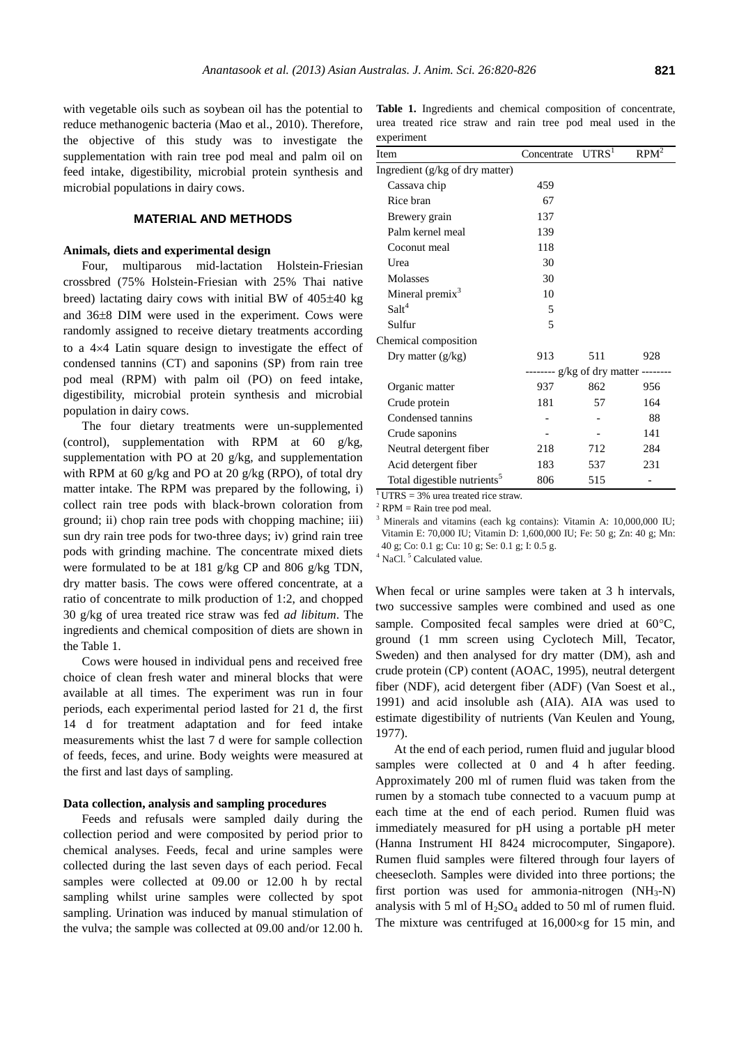with vegetable oils such as soybean oil has the potential to reduce methanogenic bacteria (Mao et al., 2010). Therefore, the objective of this study was to investigate the supplementation with rain tree pod meal and palm oil on feed intake, digestibility, microbial protein synthesis and microbial populations in dairy cows.

## MATERIAL AND METHODS

### Animals, diets and experimental design

Four, multiparous mid-lactation Holstein-Friesian crossbred (75% Holstein-Friesian with 25% Thai native breed) lactating dairy cows with initial BW of 405±40 kg and 36±8 DIM were used in the experiment. Cows were randomly assigned to receive dietary treatments according to a 4×4 Latin square design to investigate the effect of condensed tannins (CT) and saponins (SP) from rain tree pod meal (RPM) with palm oil (PO) on feed intake, digestibility, microbial protein synthesis and microbial population in dairy cows.

The four dietary treatments were un-supplemented (control), supplementation with RPM at 60 g/kg, supplementation with PO at 20 g/kg, and supplementation with RPM at 60 g/kg and PO at 20 g/kg (RPO), of total dry matter intake. The RPM was prepared by the following, i) collect rain tree pods with black-brown coloration from ground; ii) chop rain tree pods with chopping machine; iii) sun dry rain tree pods for two-three days; iv) grind rain tree pods with grinding machine. The concentrate mixed diets were formulated to be at 181 g/kg CP and 806 g/kg TDN, dry matter basis. The cows were offered concentrate, at a ratio of concentrate to milk production of 1:2, and chopped 30 g/kg of urea treated rice straw was fed *ad libitum*. The ingredients and chemical composition of diets are shown in the Table 1.

Cows were housed in individual pens and received free choice of clean fresh water and mineral blocks that were available at all times. The experiment was run in four periods, each experimental period lasted for 21 d, the first 14 d for treatment adaptation and for feed intake measurements whilst the last 7 d were for sample collection of feeds, feces, and urine. Body weights were measured at the first and last days of sampling.

### Data collection, analysis and sampling procedures

Feeds and refusals were sampled daily during the collection period and were composited by period prior to chemical analyses. Feeds, fecal and urine samples were collected during the last seven days of each period. Fecal samples were collected at 09.00 or 12.00 h by rectal sampling whilst urine samples were collected by spot sampling. Urination was induced by manual stimulation of the vulva; the sample was collected at 09.00 and/or 12.00 h.

**Table 1.** Ingredients and chemical composition of concentrate, urea treated rice straw and rain tree pod meal used in the experiment

| Item | Concentrate | UTRS[1] | RPM[2] |
|---|---|---|---|
| Ingredient (g/kg of dry matter) | | | |
| Cassava chip | 459 | | |
| Rice bran | 67 | | |
| Brewery grain | 137 | | |
| Palm kernel meal | 139 | | |
| Coconut meal | 118 | | |
| Urea | 30 | | |
| Molasses | 30 | | |
| Mineral premix[3] | 10 | | |
| Salt[4] | 5 | | |
| Sulfur | 5 | | |
| Chemical composition | | | |
| Dry matter (g/kg) | 913 | 511 | 928 |
| | -------- g/kg of dry matter -------- | | |
| Organic matter | 937 | 862 | 956 |
| Crude protein | 181 | 57 | 164 |
| Condensed tannins | - | - | 88 |
| Crude saponins | - | - | 141 |
| Neutral detergent fiber | 218 | 712 | 284 |
| Acid detergent fiber | 183 | 537 | 231 |
| Total digestible nutrients[5] | 806 | 515 | - |

[1] UTRS = 3% urea treated rice straw.
[2] RPM = Rain tree pod meal.
[3] Minerals and vitamins (each kg contains): Vitamin A: 10,000,000 IU; Vitamin E: 70,000 IU; Vitamin D: 1,600,000 IU; Fe: 50 g; Zn: 40 g; Mn: 40 g; Co: 0.1 g; Cu: 10 g; Se: 0.1 g; I: 0.5 g.
[4] NaCl. [5] Calculated value.

When fecal or urine samples were taken at 3 h intervals, two successive samples were combined and used as one sample. Composited fecal samples were dried at 60°C, ground (1 mm screen using Cyclotech Mill, Tecator, Sweden) and then analysed for dry matter (DM), ash and crude protein (CP) content (AOAC, 1995), neutral detergent fiber (NDF), acid detergent fiber (ADF) (Van Soest et al., 1991) and acid insoluble ash (AIA). AIA was used to estimate digestibility of nutrients (Van Keulen and Young, 1977).

At the end of each period, rumen fluid and jugular blood samples were collected at 0 and 4 h after feeding. Approximately 200 ml of rumen fluid was taken from the rumen by a stomach tube connected to a vacuum pump at each time at the end of each period. Rumen fluid was immediately measured for pH using a portable pH meter (Hanna Instrument HI 8424 microcomputer, Singapore). Rumen fluid samples were filtered through four layers of cheesecloth. Samples were divided into three portions; the first portion was used for ammonia-nitrogen ($NH_3$-N) analysis with 5 ml of $H_2SO_4$ added to 50 ml of rumen fluid. The mixture was centrifuged at 16,000×g for 15 min, and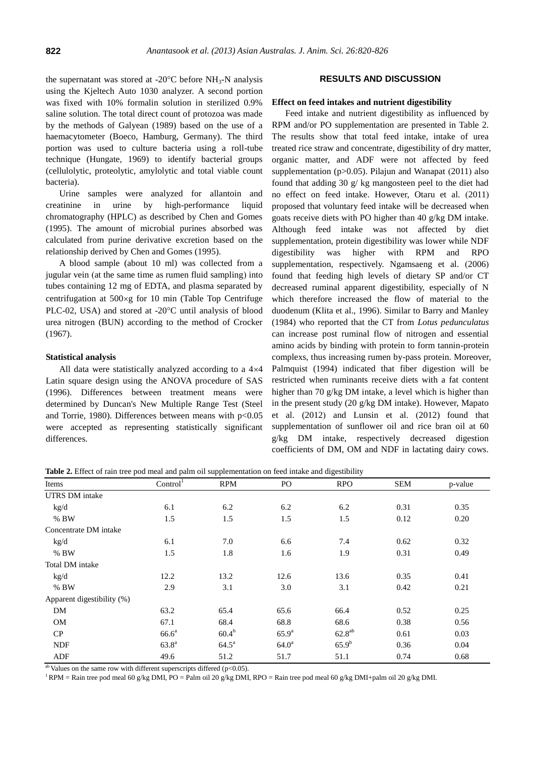the supernatant was stored at -20°C before $NH_3$-N analysis using the Kjeltech Auto 1030 analyzer. A second portion was fixed with 10% formalin solution in sterilized 0.9% saline solution. The total direct count of protozoa was made by the methods of Galyean (1989) based on the use of a haemacytometer (Boeco, Hamburg, Germany). The third portion was used to culture bacteria using a roll-tube technique (Hungate, 1969) to identify bacterial groups (cellulolytic, proteolytic, amylolytic and total viable count bacteria).

Urine samples were analyzed for allantoin and creatinine in urine by high-performance liquid chromatography (HPLC) as described by Chen and Gomes (1995). The amount of microbial purines absorbed was calculated from purine derivative excretion based on the relationship derived by Chen and Gomes (1995).

A blood sample (about 10 ml) was collected from a jugular vein (at the same time as rumen fluid sampling) into tubes containing 12 mg of EDTA, and plasma separated by centrifugation at 500×g for 10 min (Table Top Centrifuge PLC-02, USA) and stored at -20°C until analysis of blood urea nitrogen (BUN) according to the method of Crocker (1967).

### Statistical analysis

All data were statistically analyzed according to a 4×4 Latin square design using the ANOVA procedure of SAS (1996). Differences between treatment means were determined by Duncan's New Multiple Range Test (Steel and Torrie, 1980). Differences between means with $p<0.05$ were accepted as representing statistically significant differences.

## RESULTS AND DISCUSSION

### Effect on feed intakes and nutrient digestibility

Feed intake and nutrient digestibility as influenced by RPM and/or PO supplementation are presented in Table 2. The results show that total feed intake, intake of urea treated rice straw and concentrate, digestibility of dry matter, organic matter, and ADF were not affected by feed supplementation ($p>0.05$). Pilajun and Wanapat (2011) also found that adding 30 g/ kg mangosteen peel to the diet had no effect on feed intake. However, Otaru et al. (2011) proposed that voluntary feed intake will be decreased when goats receive diets with PO higher than 40 g/kg DM intake. Although feed intake was not affected by diet supplementation, protein digestibility was lower while NDF digestibility was higher with RPM and RPO supplementation, respectively. Ngamsaeng et al. (2006) found that feeding high levels of dietary SP and/or CT decreased ruminal apparent digestibility, especially of N which therefore increased the flow of material to the duodenum (Klita et al., 1996). Similar to Barry and Manley (1984) who reported that the CT from *Lotus pedunculatus* can increase post ruminal flow of nitrogen and essential amino acids by binding with protein to form tannin-protein complexs, thus increasing rumen by-pass protein. Moreover, Palmquist (1994) indicated that fiber digestion will be restricted when ruminants receive diets with a fat content higher than 70 g/kg DM intake, a level which is higher than in the present study (20 g/kg DM intake). However, Mapato et al. (2012) and Lunsin et al. (2012) found that supplementation of sunflower oil and rice bran oil at 60 g/kg DM intake, respectively decreased digestion coefficients of DM, OM and NDF in lactating dairy cows.

**Table 2.** Effect of rain tree pod meal and palm oil supplementation on feed intake and digestibility

| Items | Control[1] | RPM | PO | RPO | SEM | p-value |
|---|---|---|---|---|---|---|
| UTRS DM intake | | | | | | |
| kg/d | 6.1 | 6.2 | 6.2 | 6.2 | 0.31 | 0.35 |
| % BW | 1.5 | 1.5 | 1.5 | 1.5 | 0.12 | 0.20 |
| Concentrate DM intake | | | | | | |
| kg/d | 6.1 | 7.0 | 6.6 | 7.4 | 0.62 | 0.32 |
| % BW | 1.5 | 1.8 | 1.6 | 1.9 | 0.31 | 0.49 |
| Total DM intake | | | | | | |
| kg/d | 12.2 | 13.2 | 12.6 | 13.6 | 0.35 | 0.41 |
| % BW | 2.9 | 3.1 | 3.0 | 3.1 | 0.42 | 0.21 |
| Apparent digestibility (%) | | | | | | |
| DM | 63.2 | 65.4 | 65.6 | 66.4 | 0.52 | 0.25 |
| OM | 67.1 | 68.4 | 68.8 | 68.6 | 0.38 | 0.56 |
| CP | 66.6[a] | 60.4[b] | 65.9[a] | 62.8[ab] | 0.61 | 0.03 |
| NDF | 63.8[a] | 64.5[a] | 64.0[a] | 65.9[b] | 0.36 | 0.04 |
| ADF | 49.6 | 51.2 | 51.7 | 51.1 | 0.74 | 0.68 |

[ab] Values on the same row with different superscripts differed ($p<0.05$).

[1] RPM = Rain tree pod meal 60 g/kg DMI, PO = Palm oil 20 g/kg DMI, RPO = Rain tree pod meal 60 g/kg DMI+palm oil 20 g/kg DMI.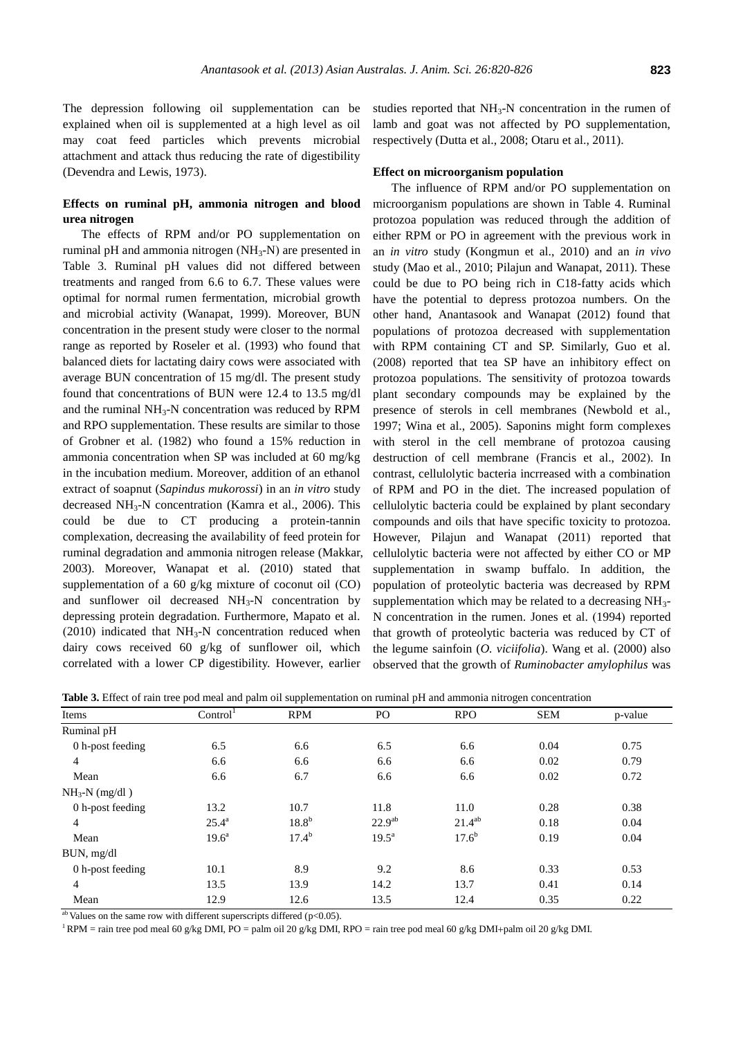The depression following oil supplementation can be explained when oil is supplemented at a high level as oil may coat feed particles which prevents microbial attachment and attack thus reducing the rate of digestibility (Devendra and Lewis, 1973).

### Effects on ruminal pH, ammonia nitrogen and blood urea nitrogen

The effects of RPM and/or PO supplementation on ruminal pH and ammonia nitrogen ($NH_3$-N) are presented in Table 3. Ruminal pH values did not differed between treatments and ranged from 6.6 to 6.7. These values were optimal for normal rumen fermentation, microbial growth and microbial activity (Wanapat, 1999). Moreover, BUN concentration in the present study were closer to the normal range as reported by Roseler et al. (1993) who found that balanced diets for lactating dairy cows were associated with average BUN concentration of 15 mg/dl. The present study found that concentrations of BUN were 12.4 to 13.5 mg/dl and the ruminal $NH_3$-N concentration was reduced by RPM and RPO supplementation. These results are similar to those of Grobner et al. (1982) who found a 15% reduction in ammonia concentration when SP was included at 60 mg/kg in the incubation medium. Moreover, addition of an ethanol extract of soapnut (*Sapindus mukorossi*) in an *in vitro* study decreased $NH_3$-N concentration (Kamra et al., 2006). This could be due to CT producing a protein-tannin complexation, decreasing the availability of feed protein for ruminal degradation and ammonia nitrogen release (Makkar, 2003). Moreover, Wanapat et al. (2010) stated that supplementation of a 60 g/kg mixture of coconut oil (CO) and sunflower oil decreased $NH_3$-N concentration by depressing protein degradation. Furthermore, Mapato et al. (2010) indicated that $NH_3$-N concentration reduced when dairy cows received 60 g/kg of sunflower oil, which correlated with a lower CP digestibility. However, earlier studies reported that $NH_3$-N concentration in the rumen of lamb and goat was not affected by PO supplementation, respectively (Dutta et al., 2008; Otaru et al., 2011).

### Effect on microorganism population

The influence of RPM and/or PO supplementation on microorganism populations are shown in Table 4. Ruminal protozoa population was reduced through the addition of either RPM or PO in agreement with the previous work in an *in vitro* study (Kongmun et al., 2010) and an *in vivo* study (Mao et al., 2010; Pilajun and Wanapat, 2011). These could be due to PO being rich in C18-fatty acids which have the potential to depress protozoa numbers. On the other hand, Anantasook and Wanapat (2012) found that populations of protozoa decreased with supplementation with RPM containing CT and SP. Similarly, Guo et al. (2008) reported that tea SP have an inhibitory effect on protozoa populations. The sensitivity of protozoa towards plant secondary compounds may be explained by the presence of sterols in cell membranes (Newbold et al., 1997; Wina et al., 2005). Saponins might form complexes with sterol in the cell membrane of protozoa causing destruction of cell membrane (Francis et al., 2002). In contrast, cellulolytic bacteria incrreased with a combination of RPM and PO in the diet. The increased population of cellulolytic bacteria could be explained by plant secondary compounds and oils that have specific toxicity to protozoa. However, Pilajun and Wanapat (2011) reported that cellulolytic bacteria were not affected by either CO or MP supplementation in swamp buffalo. In addition, the population of proteolytic bacteria was decreased by RPM supplementation which may be related to a decreasing $NH_3$-N concentration in the rumen. Jones et al. (1994) reported that growth of proteolytic bacteria was reduced by CT of the legume sainfoin (*O. viciifolia*). Wang et al. (2000) also observed that the growth of *Ruminobacter amylophilus* was

**Table 3.** Effect of rain tree pod meal and palm oil supplementation on ruminal pH and ammonia nitrogen concentration

| Items | Control[1] | RPM | PO | RPO | SEM | p-value |
|---|---|---|---|---|---|---|
| Ruminal pH | | | | | | |
| 0 h-post feeding | 6.5 | 6.6 | 6.5 | 6.6 | 0.04 | 0.75 |
| 4 | 6.6 | 6.6 | 6.6 | 6.6 | 0.02 | 0.79 |
| Mean | 6.6 | 6.7 | 6.6 | 6.6 | 0.02 | 0.72 |
| $NH_3$-N (mg/dl ) | | | | | | |
| 0 h-post feeding | 13.2 | 10.7 | 11.8 | 11.0 | 0.28 | 0.38 |
| 4 | $25.4^{a}$ | $18.8^{b}$ | $22.9^{ab}$ | $21.4^{ab}$ | 0.18 | 0.04 |
| Mean | $19.6^{a}$ | $17.4^{b}$ | $19.5^{a}$ | $17.6^{b}$ | 0.19 | 0.04 |
| BUN, mg/dl | | | | | | |
| 0 h-post feeding | 10.1 | 8.9 | 9.2 | 8.6 | 0.33 | 0.53 |
| 4 | 13.5 | 13.9 | 14.2 | 13.7 | 0.41 | 0.14 |
| Mean | 12.9 | 12.6 | 13.5 | 12.4 | 0.35 | 0.22 |

[ab] Values on the same row with different superscripts differed ($p<0.05$).

[1] RPM = rain tree pod meal 60 g/kg DMI, PO = palm oil 20 g/kg DMI, RPO = rain tree pod meal 60 g/kg DMI+palm oil 20 g/kg DMI.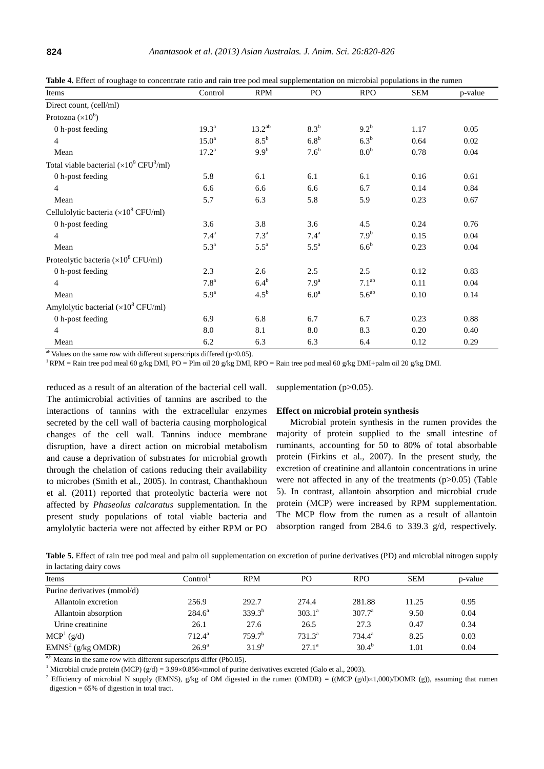**Table 4.** Effect of roughage to concentrate ratio and rain tree pod meal supplementation on microbial populations in the rumen

| Items | Control | RPM | PO | RPO | SEM | p-value |
|---|---|---|---|---|---|---|
| Direct count, (cell/ml) | | | | | | |
| Protozoa ($\times10^6$) | | | | | | |
| 0 h-post feeding | $19.3^a$ | $13.2^{ab}$ | $8.3^b$ | $9.2^b$ | 1.17 | 0.05 |
| 4 | $15.0^a$ | $8.5^b$ | $6.8^b$ | $6.3^b$ | 0.64 | 0.02 |
| Mean | $17.2^a$ | $9.9^b$ | $7.6^b$ | $8.0^b$ | 0.78 | 0.04 |
| Total viable bacterial ($\times10^9$ CFU[3]/ml) | | | | | | |
| 0 h-post feeding | 5.8 | 6.1 | 6.1 | 6.1 | 0.16 | 0.61 |
| 4 | 6.6 | 6.6 | 6.6 | 6.7 | 0.14 | 0.84 |
| Mean | 5.7 | 6.3 | 5.8 | 5.9 | 0.23 | 0.67 |
| Cellulolytic bacteria ($\times10^8$ CFU/ml) | | | | | | |
| 0 h-post feeding | 3.6 | 3.8 | 3.6 | 4.5 | 0.24 | 0.76 |
| 4 | $7.4^a$ | $7.3^a$ | $7.4^a$ | $7.9^b$ | 0.15 | 0.04 |
| Mean | $5.3^a$ | $5.5^a$ | $5.5^a$ | $6.6^b$ | 0.23 | 0.04 |
| Proteolytic bacteria ($\times10^8$ CFU/ml) | | | | | | |
| 0 h-post feeding | 2.3 | 2.6 | 2.5 | 2.5 | 0.12 | 0.83 |
| 4 | $7.8^a$ | $6.4^b$ | $7.9^a$ | $7.1^{ab}$ | 0.11 | 0.04 |
| Mean | $5.9^a$ | $4.5^b$ | $6.0^a$ | $5.6^{ab}$ | 0.10 | 0.14 |
| Amylolytic bacterial ($\times10^8$ CFU/ml) | | | | | | |
| 0 h-post feeding | 6.9 | 6.8 | 6.7 | 6.7 | 0.23 | 0.88 |
| 4 | 8.0 | 8.1 | 8.0 | 8.3 | 0.20 | 0.40 |
| Mean | 6.2 | 6.3 | 6.3 | 6.4 | 0.12 | 0.29 |

[ab] Values on the same row with different superscripts differed ($p<0.05$).

[1] RPM = Rain tree pod meal 60 g/kg DMI, PO = Plm oil 20 g/kg DMI, RPO = Rain tree pod meal 60 g/kg DMI+palm oil 20 g/kg DMI.

reduced as a result of an alteration of the bacterial cell wall. The antimicrobial activities of tannins are ascribed to the interactions of tannins with the extracellular enzymes secreted by the cell wall of bacteria causing morphological changes of the cell wall. Tannins induce membrane disruption, have a direct action on microbial metabolism and cause a deprivation of substrates for microbial growth through the chelation of cations reducing their availability to microbes (Smith et al., 2005). In contrast, Chanthakhoun et al. (2011) reported that proteolytic bacteria were not affected by *Phaseolus calcaratus* supplementation. In the present study populations of total viable bacteria and amylolytic bacteria were not affected by either RPM or PO supplementation ($p>0.05$).

**Effect on microbial protein synthesis**

Microbial protein synthesis in the rumen provides the majority of protein supplied to the small intestine of ruminants, accounting for 50 to 80% of total absorbable protein (Firkins et al., 2007). In the present study, the excretion of creatinine and allantoin concentrations in urine were not affected in any of the treatments ($p>0.05$) (Table 5). In contrast, allantoin absorption and microbial crude protein (MCP) were increased by RPM supplementation. The MCP flow from the rumen as a result of allantoin absorption ranged from 284.6 to 339.3 g/d, respectively.

**Table 5.** Effect of rain tree pod meal and palm oil supplementation on excretion of purine derivatives (PD) and microbial nitrogen supply in lactating dairy cows

| Items | Control[1] | RPM | PO | RPO | SEM | p-value |
|---|---|---|---|---|---|---|
| Purine derivatives (mmol/d) | | | | | | |
| Allantoin excretion | 256.9 | 292.7 | 274.4 | 281.88 | 11.25 | 0.95 |
| Allantoin absorption | $284.6^a$ | $339.3^b$ | $303.1^a$ | $307.7^a$ | 9.50 | 0.04 |
| Urine creatinine | 26.1 | 27.6 | 26.5 | 27.3 | 0.47 | 0.34 |
| MCP[1] (g/d) | $712.4^a$ | $759.7^b$ | $731.3^a$ | $734.4^a$ | 8.25 | 0.03 |
| EMNS[2] (g/kg OMDR) | $26.9^a$ | $31.9^b$ | $27.1^a$ | $30.4^b$ | 1.01 | 0.04 |

[a,b] Means in the same row with different superscripts differ (Pb0.05).

[1] Microbial crude protein (MCP) (g/d) = 3.99×0.856×mmol of purine derivatives excreted (Galo et al., 2003).

[2] Efficiency of microbial N supply (EMNS), g/kg of OM digested in the rumen (OMDR) = ((MCP (g/d)×1,000)/DOMR (g)), assuming that rumen digestion = 65% of digestion in total tract.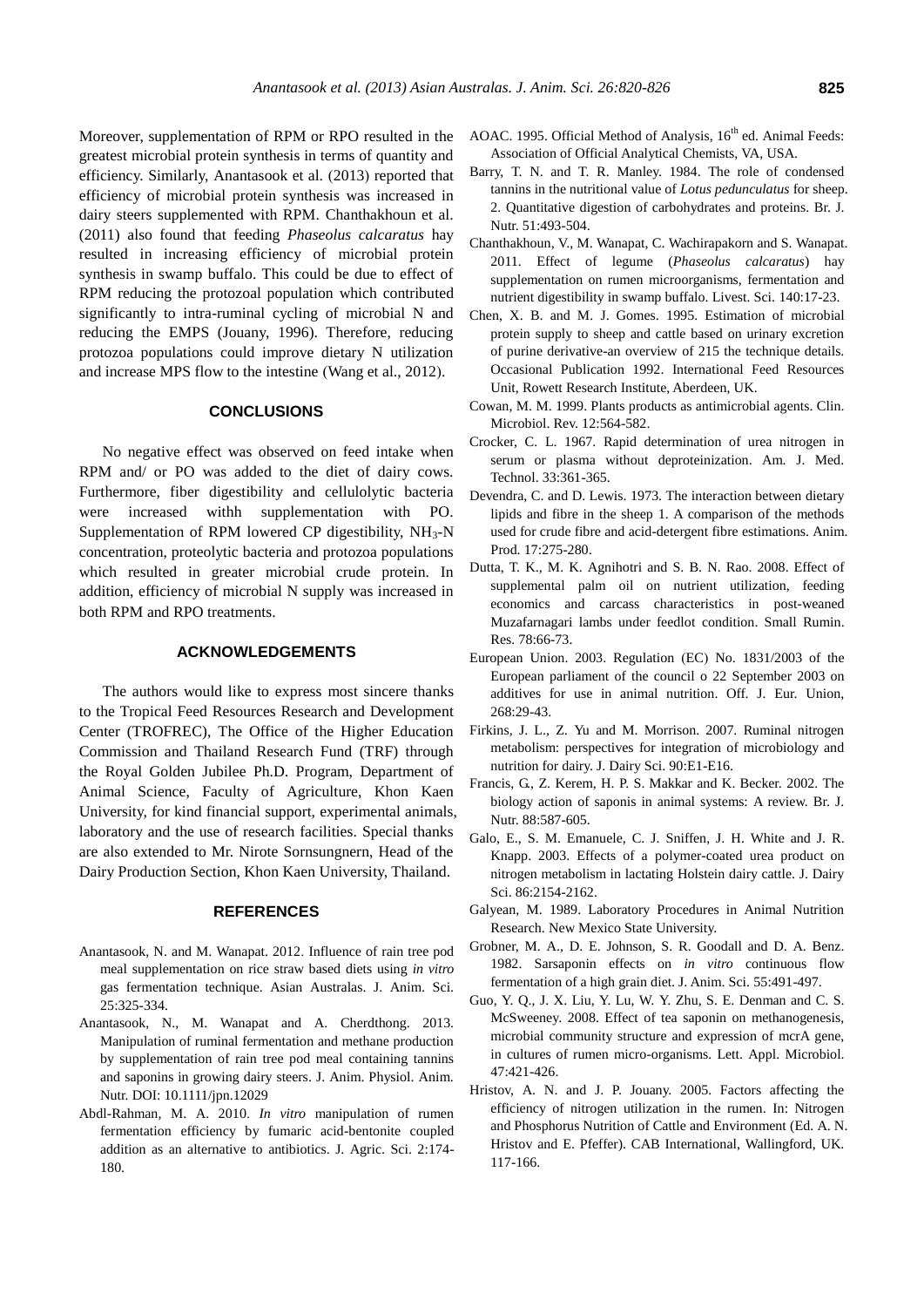Moreover, supplementation of RPM or RPO resulted in the greatest microbial protein synthesis in terms of quantity and efficiency. Similarly, Anantasook et al. (2013) reported that efficiency of microbial protein synthesis was increased in dairy steers supplemented with RPM. Chanthakhoun et al. (2011) also found that feeding *Phaseolus calcaratus* hay resulted in increasing efficiency of microbial protein synthesis in swamp buffalo. This could be due to effect of RPM reducing the protozoal population which contributed significantly to intra-ruminal cycling of microbial N and reducing the EMPS (Jouany, 1996). Therefore, reducing protozoa populations could improve dietary N utilization and increase MPS flow to the intestine (Wang et al., 2012).

## CONCLUSIONS

No negative effect was observed on feed intake when RPM and/ or PO was added to the diet of dairy cows. Furthermore, fiber digestibility and cellulolytic bacteria were increased withh supplementation with PO. Supplementation of RPM lowered CP digestibility, $NH_3$-N concentration, proteolytic bacteria and protozoa populations which resulted in greater microbial crude protein. In addition, efficiency of microbial N supply was increased in both RPM and RPO treatments.

## ACKNOWLEDGEMENTS

The authors would like to express most sincere thanks to the Tropical Feed Resources Research and Development Center (TROFREC), The Office of the Higher Education Commission and Thailand Research Fund (TRF) through the Royal Golden Jubilee Ph.D. Program, Department of Animal Science, Faculty of Agriculture, Khon Kaen University, for kind financial support, experimental animals, laboratory and the use of research facilities. Special thanks are also extended to Mr. Nirote Sornsungnern, Head of the Dairy Production Section, Khon Kaen University, Thailand.

## REFERENCES

Anantasook, N. and M. Wanapat. 2012. Influence of rain tree pod meal supplementation on rice straw based diets using *in vitro* gas fermentation technique. Asian Australas. J. Anim. Sci. 25:325-334.

Anantasook, N., M. Wanapat and A. Cherdthong. 2013. Manipulation of ruminal fermentation and methane production by supplementation of rain tree pod meal containing tannins and saponins in growing dairy steers. J. Anim. Physiol. Anim. Nutr. DOI: 10.1111/jpn.12029

Abdl-Rahman, M. A. 2010. *In vitro* manipulation of rumen fermentation efficiency by fumaric acid-bentonite coupled addition as an alternative to antibiotics. J. Agric. Sci. 2:174-180.

AOAC. 1995. Official Method of Analysis, 16th ed. Animal Feeds: Association of Official Analytical Chemists, VA, USA.

Barry, T. N. and T. R. Manley. 1984. The role of condensed tannins in the nutritional value of *Lotus pedunculatus* for sheep. 2. Quantitative digestion of carbohydrates and proteins. Br. J. Nutr. 51:493-504.

Chanthakhoun, V., M. Wanapat, C. Wachirapakorn and S. Wanapat. 2011. Effect of legume (*Phaseolus calcaratus*) hay supplementation on rumen microorganisms, fermentation and nutrient digestibility in swamp buffalo. Livest. Sci. 140:17-23.

Chen, X. B. and M. J. Gomes. 1995. Estimation of microbial protein supply to sheep and cattle based on urinary excretion of purine derivative-an overview of 215 the technique details. Occasional Publication 1992. International Feed Resources Unit, Rowett Research Institute, Aberdeen, UK.

Cowan, M. M. 1999. Plants products as antimicrobial agents. Clin. Microbiol. Rev. 12:564-582.

Crocker, C. L. 1967. Rapid determination of urea nitrogen in serum or plasma without deproteinization. Am. J. Med. Technol. 33:361-365.

Devendra, C. and D. Lewis. 1973. The interaction between dietary lipids and fibre in the sheep 1. A comparison of the methods used for crude fibre and acid-detergent fibre estimations. Anim. Prod. 17:275-280.

Dutta, T. K., M. K. Agnihotri and S. B. N. Rao. 2008. Effect of supplemental palm oil on nutrient utilization, feeding economics and carcass characteristics in post-weaned Muzafarnagari lambs under feedlot condition. Small Rumin. Res. 78:66-73.

European Union. 2003. Regulation (EC) No. 1831/2003 of the European parliament of the council o 22 September 2003 on additives for use in animal nutrition. Off. J. Eur. Union, 268:29-43.

Firkins, J. L., Z. Yu and M. Morrison. 2007. Ruminal nitrogen metabolism: perspectives for integration of microbiology and nutrition for dairy. J. Dairy Sci. 90:E1-E16.

Francis, G., Z. Kerem, H. P. S. Makkar and K. Becker. 2002. The biology action of saponis in animal systems: A review. Br. J. Nutr. 88:587-605.

Galo, E., S. M. Emanuele, C. J. Sniffen, J. H. White and J. R. Knapp. 2003. Effects of a polymer-coated urea product on nitrogen metabolism in lactating Holstein dairy cattle. J. Dairy Sci. 86:2154-2162.

Galyean, M. 1989. Laboratory Procedures in Animal Nutrition Research. New Mexico State University.

Grobner, M. A., D. E. Johnson, S. R. Goodall and D. A. Benz. 1982. Sarsaponin effects on *in vitro* continuous flow fermentation of a high grain diet. J. Anim. Sci. 55:491-497.

Guo, Y. Q., J. X. Liu, Y. Lu, W. Y. Zhu, S. E. Denman and C. S. McSweeney. 2008. Effect of tea saponin on methanogenesis, microbial community structure and expression of mcrA gene, in cultures of rumen micro-organisms. Lett. Appl. Microbiol. 47:421-426.

Hristov, A. N. and J. P. Jouany. 2005. Factors affecting the efficiency of nitrogen utilization in the rumen. In: Nitrogen and Phosphorus Nutrition of Cattle and Environment (Ed. A. N. Hristov and E. Pfeffer). CAB International, Wallingford, UK. 117-166.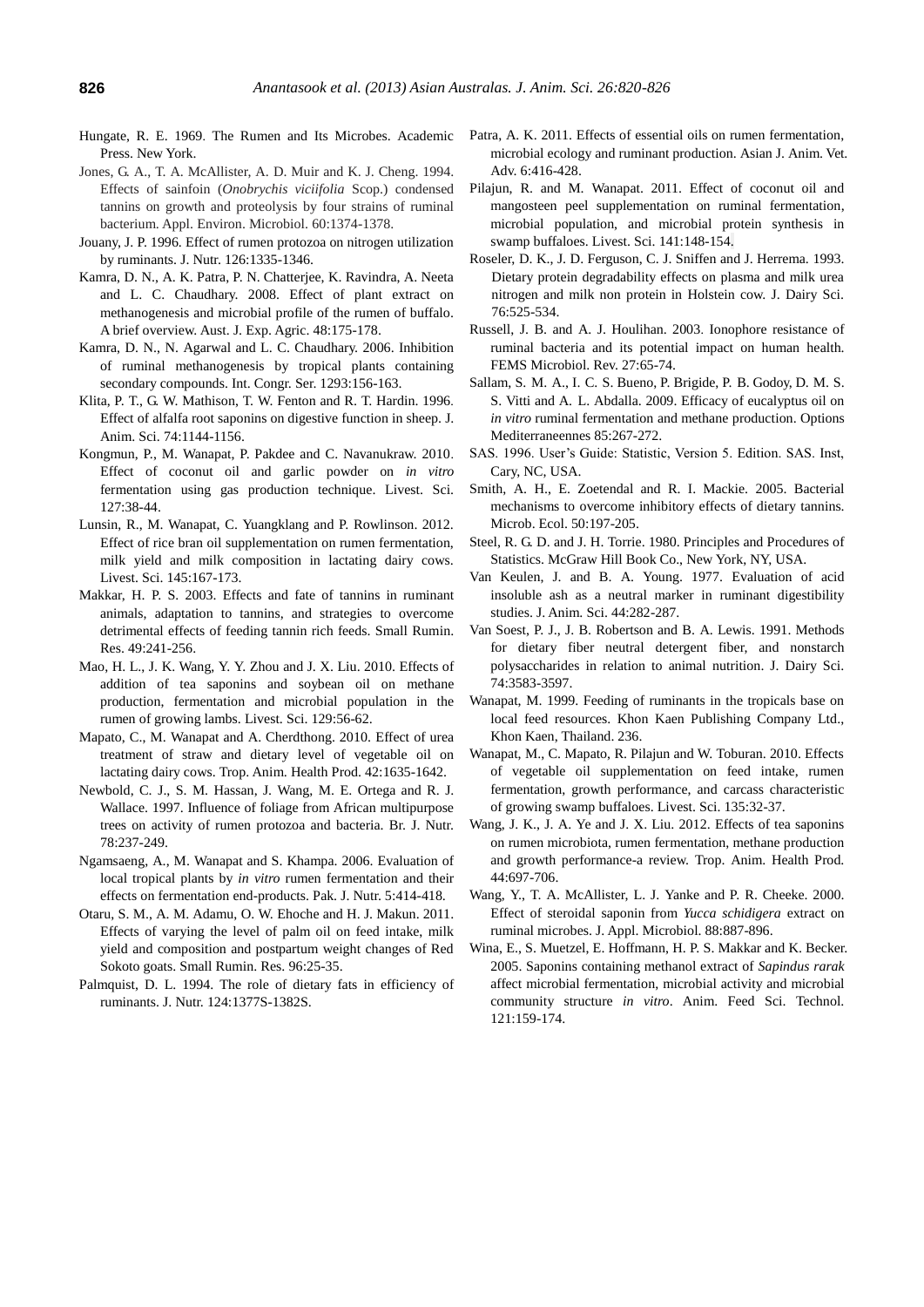Hungate, R. E. 1969. The Rumen and Its Microbes. Academic Press. New York.

Jones, G. A., T. A. McAllister, A. D. Muir and K. J. Cheng. 1994. Effects of sainfoin (*Onobrychis viciifolia* Scop.) condensed tannins on growth and proteolysis by four strains of ruminal bacterium. Appl. Environ. Microbiol. 60:1374-1378.

Jouany, J. P. 1996. Effect of rumen protozoa on nitrogen utilization by ruminants. J. Nutr. 126:1335-1346.

Kamra, D. N., A. K. Patra, P. N. Chatterjee, K. Ravindra, A. Neeta and L. C. Chaudhary. 2008. Effect of plant extract on methanogenesis and microbial profile of the rumen of buffalo. A brief overview. Aust. J. Exp. Agric. 48:175-178.

Kamra, D. N., N. Agarwal and L. C. Chaudhary. 2006. Inhibition of ruminal methanogenesis by tropical plants containing secondary compounds. Int. Congr. Ser. 1293:156-163.

Klita, P. T., G. W. Mathison, T. W. Fenton and R. T. Hardin. 1996. Effect of alfalfa root saponins on digestive function in sheep. J. Anim. Sci. 74:1144-1156.

Kongmun, P., M. Wanapat, P. Pakdee and C. Navanukraw. 2010. Effect of coconut oil and garlic powder on *in vitro* fermentation using gas production technique. Livest. Sci. 127:38-44.

Lunsin, R., M. Wanapat, C. Yuangklang and P. Rowlinson. 2012. Effect of rice bran oil supplementation on rumen fermentation, milk yield and milk composition in lactating dairy cows. Livest. Sci. 145:167-173.

Makkar, H. P. S. 2003. Effects and fate of tannins in ruminant animals, adaptation to tannins, and strategies to overcome detrimental effects of feeding tannin rich feeds. Small Rumin. Res. 49:241-256.

Mao, H. L., J. K. Wang, Y. Y. Zhou and J. X. Liu. 2010. Effects of addition of tea saponins and soybean oil on methane production, fermentation and microbial population in the rumen of growing lambs. Livest. Sci. 129:56-62.

Mapato, C., M. Wanapat and A. Cherdthong. 2010. Effect of urea treatment of straw and dietary level of vegetable oil on lactating dairy cows. Trop. Anim. Health Prod. 42:1635-1642.

Newbold, C. J., S. M. Hassan, J. Wang, M. E. Ortega and R. J. Wallace. 1997. Influence of foliage from African multipurpose trees on activity of rumen protozoa and bacteria. Br. J. Nutr. 78:237-249.

Ngamsaeng, A., M. Wanapat and S. Khampa. 2006. Evaluation of local tropical plants by *in vitro* rumen fermentation and their effects on fermentation end-products. Pak. J. Nutr. 5:414-418.

Otaru, S. M., A. M. Adamu, O. W. Ehoche and H. J. Makun. 2011. Effects of varying the level of palm oil on feed intake, milk yield and composition and postpartum weight changes of Red Sokoto goats. Small Rumin. Res. 96:25-35.

Palmquist, D. L. 1994. The role of dietary fats in efficiency of ruminants. J. Nutr. 124:1377S-1382S.

Patra, A. K. 2011. Effects of essential oils on rumen fermentation, microbial ecology and ruminant production. Asian J. Anim. Vet. Adv. 6:416-428.

Pilajun, R. and M. Wanapat. 2011. Effect of coconut oil and mangosteen peel supplementation on ruminal fermentation, microbial population, and microbial protein synthesis in swamp buffaloes. Livest. Sci. 141:148-154.

Roseler, D. K., J. D. Ferguson, C. J. Sniffen and J. Herrema. 1993. Dietary protein degradability effects on plasma and milk urea nitrogen and milk non protein in Holstein cow. J. Dairy Sci. 76:525-534.

Russell, J. B. and A. J. Houlihan. 2003. Ionophore resistance of ruminal bacteria and its potential impact on human health. FEMS Microbiol. Rev. 27:65-74.

Sallam, S. M. A., I. C. S. Bueno, P. Brigide, P. B. Godoy, D. M. S. S. Vitti and A. L. Abdalla. 2009. Efficacy of eucalyptus oil on *in vitro* ruminal fermentation and methane production. Options Mediterraneennes 85:267-272.

SAS. 1996. User's Guide: Statistic, Version 5. Edition. SAS. Inst, Cary, NC, USA.

Smith, A. H., E. Zoetendal and R. I. Mackie. 2005. Bacterial mechanisms to overcome inhibitory effects of dietary tannins. Microb. Ecol. 50:197-205.

Steel, R. G. D. and J. H. Torrie. 1980. Principles and Procedures of Statistics. McGraw Hill Book Co., New York, NY, USA.

Van Keulen, J. and B. A. Young. 1977. Evaluation of acid insoluble ash as a neutral marker in ruminant digestibility studies. J. Anim. Sci. 44:282-287.

Van Soest, P. J., J. B. Robertson and B. A. Lewis. 1991. Methods for dietary fiber neutral detergent fiber, and nonstarch polysaccharides in relation to animal nutrition. J. Dairy Sci. 74:3583-3597.

Wanapat, M. 1999. Feeding of ruminants in the tropicals base on local feed resources. Khon Kaen Publishing Company Ltd., Khon Kaen, Thailand. 236.

Wanapat, M., C. Mapato, R. Pilajun and W. Toburan. 2010. Effects of vegetable oil supplementation on feed intake, rumen fermentation, growth performance, and carcass characteristic of growing swamp buffaloes. Livest. Sci. 135:32-37.

Wang, J. K., J. A. Ye and J. X. Liu. 2012. Effects of tea saponins on rumen microbiota, rumen fermentation, methane production and growth performance-a review. Trop. Anim. Health Prod. 44:697-706.

Wang, Y., T. A. McAllister, L. J. Yanke and P. R. Cheeke. 2000. Effect of steroidal saponin from *Yucca schidigera* extract on ruminal microbes. J. Appl. Microbiol. 88:887-896.

Wina, E., S. Muetzel, E. Hoffmann, H. P. S. Makkar and K. Becker. 2005. Saponins containing methanol extract of *Sapindus rarak* affect microbial fermentation, microbial activity and microbial community structure *in vitro*. Anim. Feed Sci. Technol. 121:159-174.